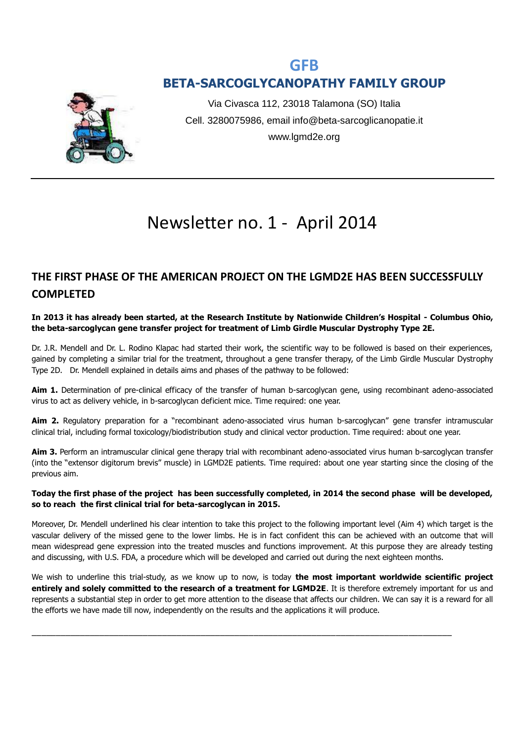# GFB

## BETA-SARCOGLYCANOPATHY FAMILY GROUP

Via Civasca 112, 23018 Talamona (SO) Italia

Cell. 3280075986, email info@beta-sarcoglicanopatie.it

www.lgmd2e.org

---

# Newsletter no. 1 - April 2014

## THE FIRST PHASE OF THE AMERICAN PROJECT ON THE LGMD2E HAS BEEN SUCCESSFULLY COMPLETED

**In 2013 it has already been started, at the Research Institute by Nationwide Children's Hospital - Columbus Ohio, the beta-sarcoglycan gene transfer project for treatment of Limb Girdle Muscular Dystrophy Type 2E.**

Dr. J.R. Mendell and Dr. L. Rodino Klapac had started their work, the scientific way to be followed is based on their experiences, gained by completing a similar trial for the treatment, throughout a gene transfer therapy, of the Limb Girdle Muscular Dystrophy Type 2D. Dr. Mendell explained in details aims and phases of the pathway to be followed:

**Aim 1.** Determination of pre-clinical efficacy of the transfer of human b-sarcoglycan gene, using recombinant adeno-associated virus to act as delivery vehicle, in b-sarcoglycan deficient mice. Time required: one year.

**Aim 2.** Regulatory preparation for a "recombinant adeno-associated virus human b-sarcoglycan" gene transfer intramuscular clinical trial, including formal toxicology/biodistribution study and clinical vector production. Time required: about one year.

**Aim 3.** Perform an intramuscular clinical gene therapy trial with recombinant adeno-associated virus human b-sarcoglycan transfer (into the "extensor digitorum brevis" muscle) in LGMD2E patients. Time required: about one year starting since the closing of the previous aim.

**Today the first phase of the project has been successfully completed, in 2014 the second phase will be developed, so to reach the first clinical trial for beta-sarcoglycan in 2015.**

Moreover, Dr. Mendell underlined his clear intention to take this project to the following important level (Aim 4) which target is the vascular delivery of the missed gene to the lower limbs. He is in fact confident this can be achieved with an outcome that will mean widespread gene expression into the treated muscles and functions improvement. At this purpose they are already testing and discussing, with U.S. FDA, a procedure which will be developed and carried out during the next eighteen months.

We wish to underline this trial-study, as we know up to now, is today **the most important worldwide scientific project entirely and solely committed to the research of a treatment for LGMD2E**. It is therefore extremely important for us and represents a substantial step in order to get more attention to the disease that affects our children. We can say it is a reward for all the efforts we have made till now, independently on the results and the applications it will produce.

---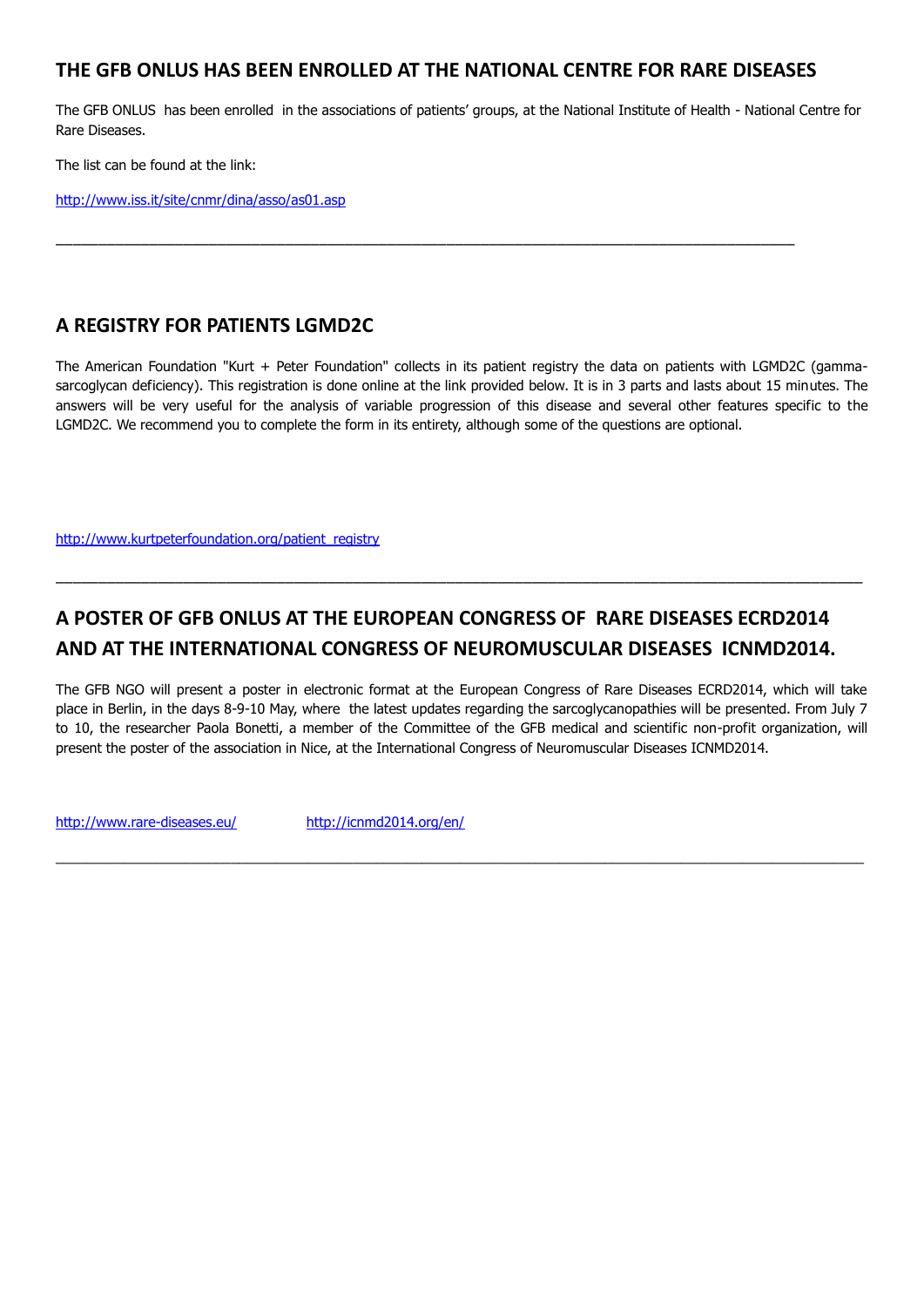## THE GFB ONLUS HAS BEEN ENROLLED AT THE NATIONAL CENTRE FOR RARE DISEASES

The GFB ONLUS has been enrolled in the associations of patients' groups, at the National Institute of Health - National Centre for Rare Diseases.

The list can be found at the link:

http://www.iss.it/site/cnmr/dina/asso/as01.asp

---

## A REGISTRY FOR PATIENTS LGMD2C

The American Foundation "Kurt + Peter Foundation" collects in its patient registry the data on patients with LGMD2C (gamma-sarcoglycan deficiency). This registration is done online at the link provided below. It is in 3 parts and lasts about 15 minutes. The answers will be very useful for the analysis of variable progression of this disease and several other features specific to the LGMD2C. We recommend you to complete the form in its entirety, although some of the questions are optional.

http://www.kurtpeterfoundation.org/patient_registry

---

## A POSTER OF GFB ONLUS AT THE EUROPEAN CONGRESS OF RARE DISEASES ECRD2014 AND AT THE INTERNATIONAL CONGRESS OF NEUROMUSCULAR DISEASES ICNMD2014.

The GFB NGO will present a poster in electronic format at the European Congress of Rare Diseases ECRD2014, which will take place in Berlin, in the days 8-9-10 May, where the latest updates regarding the sarcoglycanopathies will be presented. From July 7 to 10, the researcher Paola Bonetti, a member of the Committee of the GFB medical and scientific non-profit organization, will present the poster of the association in Nice, at the International Congress of Neuromuscular Diseases ICNMD2014.

http://www.rare-diseases.eu/ http://icnmd2014.org/en/

---